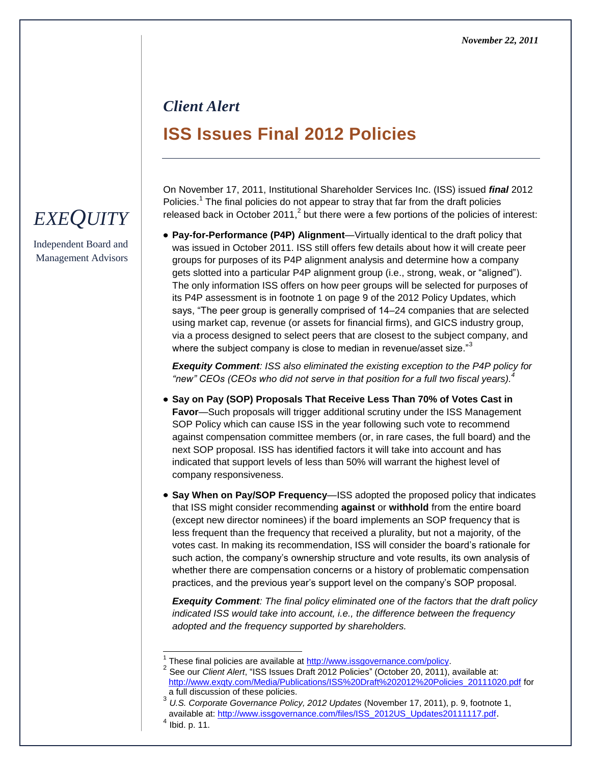*November 22, 2011*

*EXEQUITY*

Independent Board and Management Advisors

*Client Alert*

# ISS Issues Final 2012 Policies

On November 17, 2011, Institutional Shareholder Services Inc. (ISS) issued ***final*** 2012 Policies.[1] The final policies do not appear to stray that far from the draft policies released back in October 2011,[2] but there were a few portions of the policies of interest:

- **Pay-for-Performance (P4P) Alignment**—Virtually identical to the draft policy that was issued in October 2011. ISS still offers few details about how it will create peer groups for purposes of its P4P alignment analysis and determine how a company gets slotted into a particular P4P alignment group (i.e., strong, weak, or "aligned"). The only information ISS offers on how peer groups will be selected for purposes of its P4P assessment is in footnote 1 on page 9 of the 2012 Policy Updates, which says, "The peer group is generally comprised of 14–24 companies that are selected using market cap, revenue (or assets for financial firms), and GICS industry group, via a process designed to select peers that are closest to the subject company, and where the subject company is close to median in revenue/asset size."[3]

  ***Exequity Comment****: ISS also eliminated the existing exception to the P4P policy for "new" CEOs (CEOs who did not serve in that position for a full two fiscal years).*[4]

- **Say on Pay (SOP) Proposals That Receive Less Than 70% of Votes Cast in Favor**—Such proposals will trigger additional scrutiny under the ISS Management SOP Policy which can cause ISS in the year following such vote to recommend against compensation committee members (or, in rare cases, the full board) and the next SOP proposal. ISS has identified factors it will take into account and has indicated that support levels of less than 50% will warrant the highest level of company responsiveness.

- **Say When on Pay/SOP Frequency**—ISS adopted the proposed policy that indicates that ISS might consider recommending **against** or **withhold** from the entire board (except new director nominees) if the board implements an SOP frequency that is less frequent than the frequency that received a plurality, but not a majority, of the votes cast. In making its recommendation, ISS will consider the board's rationale for such action, the company's ownership structure and vote results, its own analysis of whether there are compensation concerns or a history of problematic compensation practices, and the previous year's support level on the company's SOP proposal.

  ***Exequity Comment****: The final policy eliminated one of the factors that the draft policy indicated ISS would take into account, i.e., the difference between the frequency adopted and the frequency supported by shareholders.*

---

[1] These final policies are available at http://www.issgovernance.com/policy.

[2] See our *Client Alert*, "ISS Issues Draft 2012 Policies" (October 20, 2011), available at: http://www.exqty.com/Media/Publications/ISS%20Draft%202012%20Policies_20111020.pdf for a full discussion of these policies.

[3] *U.S. Corporate Governance Policy, 2012 Updates* (November 17, 2011), p. 9, footnote 1, available at: http://www.issgovernance.com/files/ISS_2012US_Updates20111117.pdf.

[4] Ibid. p. 11.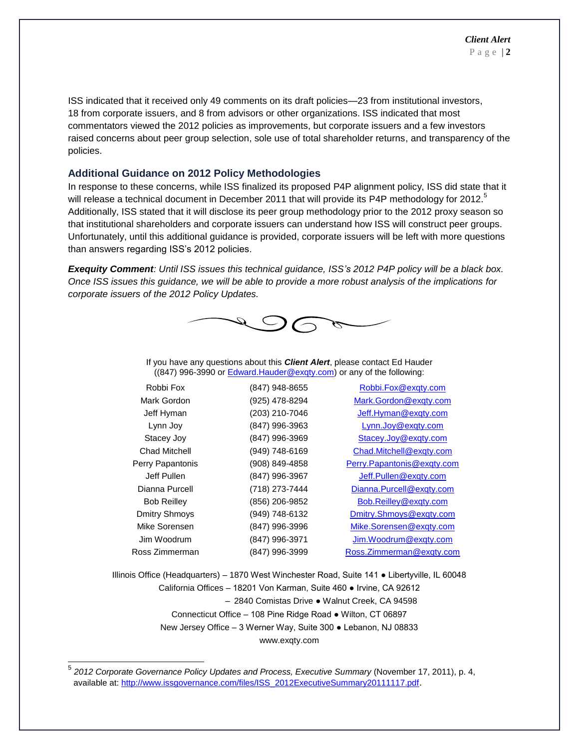ISS indicated that it received only 49 comments on its draft policies—23 from institutional investors, 18 from corporate issuers, and 8 from advisors or other organizations. ISS indicated that most commentators viewed the 2012 policies as improvements, but corporate issuers and a few investors raised concerns about peer group selection, sole use of total shareholder returns, and transparency of the policies.

## Additional Guidance on 2012 Policy Methodologies

In response to these concerns, while ISS finalized its proposed P4P alignment policy, ISS did state that it will release a technical document in December 2011 that will provide its P4P methodology for 2012.[5] Additionally, ISS stated that it will disclose its peer group methodology prior to the 2012 proxy season so that institutional shareholders and corporate issuers can understand how ISS will construct peer groups. Unfortunately, until this additional guidance is provided, corporate issuers will be left with more questions than answers regarding ISS's 2012 policies.

***Exequity Comment****: Until ISS issues this technical guidance, ISS's 2012 P4P policy will be a black box. Once ISS issues this guidance, we will be able to provide a more robust analysis of the implications for corporate issuers of the 2012 Policy Updates.*

If you have any questions about this ***Client Alert***, please contact Ed Hauder ((847) 996-3990 or Edward.Hauder@exqty.com) or any of the following:

| | | |
|---|---|---|
| Robbi Fox | (847) 948-8655 | Robbi.Fox@exqty.com |
| Mark Gordon | (925) 478-8294 | Mark.Gordon@exqty.com |
| Jeff Hyman | (203) 210-7046 | Jeff.Hyman@exqty.com |
| Lynn Joy | (847) 996-3963 | Lynn.Joy@exqty.com |
| Stacey Joy | (847) 996-3969 | Stacey.Joy@exqty.com |
| Chad Mitchell | (949) 748-6169 | Chad.Mitchell@exqty.com |
| Perry Papantonis | (908) 849-4858 | Perry.Papantonis@exqty.com |
| Jeff Pullen | (847) 996-3967 | Jeff.Pullen@exqty.com |
| Dianna Purcell | (718) 273-7444 | Dianna.Purcell@exqty.com |
| Bob Reilley | (856) 206-9852 | Bob.Reilley@exqty.com |
| Dmitry Shmoys | (949) 748-6132 | Dmitry.Shmoys@exqty.com |
| Mike Sorensen | (847) 996-3996 | Mike.Sorensen@exqty.com |
| Jim Woodrum | (847) 996-3971 | Jim.Woodrum@exqty.com |
| Ross Zimmerman | (847) 996-3999 | Ross.Zimmerman@exqty.com |

Illinois Office (Headquarters) – 1870 West Winchester Road, Suite 141 ● Libertyville, IL 60048
California Offices – 18201 Von Karman, Suite 460 ● Irvine, CA 92612
– 2840 Comistas Drive ● Walnut Creek, CA 94598
Connecticut Office – 108 Pine Ridge Road ● Wilton, CT 06897
New Jersey Office – 3 Werner Way, Suite 300 ● Lebanon, NJ 08833
www.exqty.com

[5] *2012 Corporate Governance Policy Updates and Process, Executive Summary* (November 17, 2011), p. 4, available at: http://www.issgovernance.com/files/ISS_2012ExecutiveSummary20111117.pdf.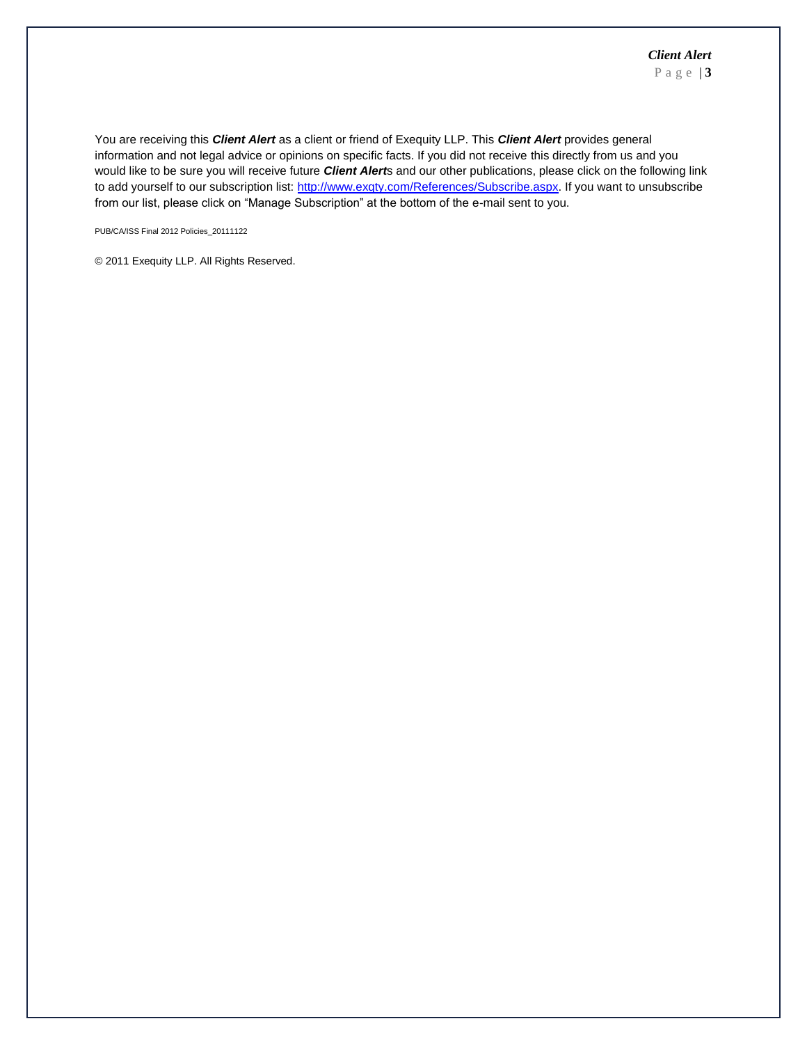You are receiving this ***Client Alert*** as a client or friend of Exequity LLP. This ***Client Alert*** provides general information and not legal advice or opinions on specific facts. If you did not receive this directly from us and you would like to be sure you will receive future ***Client Alert***s and our other publications, please click on the following link to add yourself to our subscription list: [http://www.exqty.com/References/Subscribe.aspx](http://www.exqty.com/References/Subscribe.aspx). If you want to unsubscribe from our list, please click on "Manage Subscription" at the bottom of the e-mail sent to you.

PUB/CA/ISS Final 2012 Policies_20111122

© 2011 Exequity LLP. All Rights Reserved.